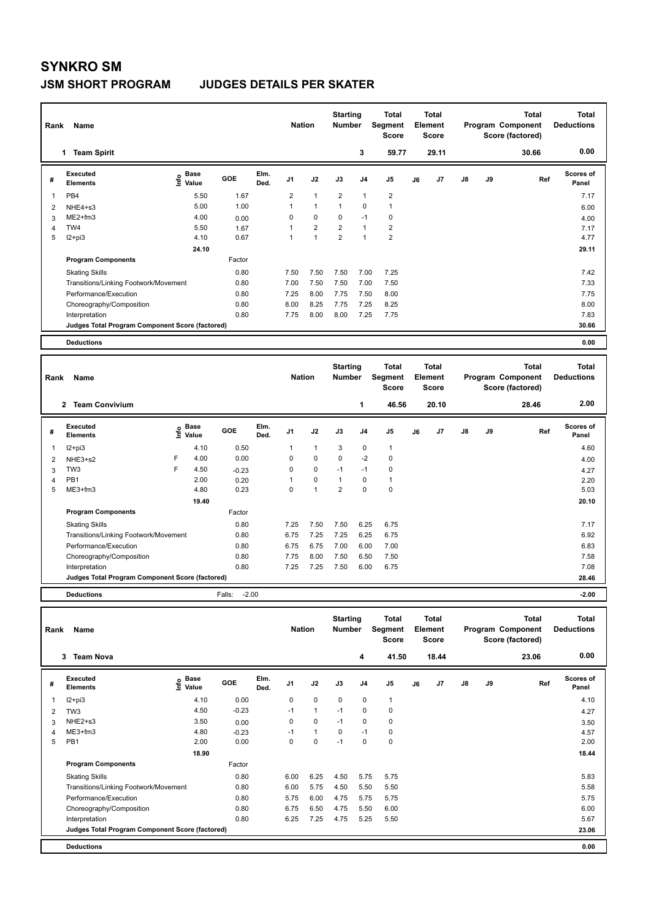# SYNKRO SM

## JSM SHORT PROGRAM JUDGES DETAILS PER SKATER

| Rank | Name | Nation | Starting Number | Total Segment Score | Total Element Score | Total Program Component Score (factored) | Total Deductions |
|---|---|---|---|---|---|---|---|
| 1 | Team Spirit | | 3 | 59.77 | 29.11 | 30.66 | 0.00 |

| # | Executed Elements | Info | Base Value | GOE | Elm. Ded. | J1 | J2 | J3 | J4 | J5 | J6 | J7 | J8 | J9 | Ref | Scores of Panel |
|---|---|---|---|---|---|---|---|---|---|---|---|---|---|---|---|---|
| 1 | PB4 | | 5.50 | 1.67 | | 2 | 1 | 2 | 1 | 2 | | | | | | 7.17 |
| 2 | NHE4+s3 | | 5.00 | 1.00 | | 1 | 1 | 1 | 0 | 1 | | | | | | 6.00 |
| 3 | ME2+fm3 | | 4.00 | 0.00 | | 0 | 0 | 0 | -1 | 0 | | | | | | 4.00 |
| 4 | TW4 | | 5.50 | 1.67 | | 1 | 2 | 2 | 1 | 2 | | | | | | 7.17 |
| 5 | I2+pi3 | | 4.10 | 0.67 | | 1 | 1 | 2 | 1 | 2 | | | | | | 4.77 |
| | | | 24.10 | | | | | | | | | | | | | 29.11 |

| Program Components | Factor | J1 | J2 | J3 | J4 | J5 | J6 | J7 | J8 | J9 | Scores of Panel |
|---|---|---|---|---|---|---|---|---|---|---|---|
| Skating Skills | 0.80 | 7.50 | 7.50 | 7.50 | 7.00 | 7.25 | | | | | 7.42 |
| Transitions/Linking Footwork/Movement | 0.80 | 7.00 | 7.50 | 7.50 | 7.00 | 7.50 | | | | | 7.33 |
| Performance/Execution | 0.80 | 7.25 | 8.00 | 7.75 | 7.50 | 8.00 | | | | | 7.75 |
| Choreography/Composition | 0.80 | 8.00 | 8.25 | 7.75 | 7.25 | 8.25 | | | | | 8.00 |
| Interpretation | 0.80 | 7.75 | 8.00 | 8.00 | 7.25 | 7.75 | | | | | 7.83 |
| Judges Total Program Component Score (factored) | | | | | | | | | | | 30.66 |

**Deductions** 0.00

| Rank | Name | Nation | Starting Number | Total Segment Score | Total Element Score | Total Program Component Score (factored) | Total Deductions |
|---|---|---|---|---|---|---|---|
| 2 | Team Convivium | | 1 | 46.56 | 20.10 | 28.46 | 2.00 |

| # | Executed Elements | Info | Base Value | GOE | Elm. Ded. | J1 | J2 | J3 | J4 | J5 | J6 | J7 | J8 | J9 | Ref | Scores of Panel |
|---|---|---|---|---|---|---|---|---|---|---|---|---|---|---|---|---|
| 1 | I2+pi3 | | 4.10 | 0.50 | | 1 | 1 | 3 | 0 | 1 | | | | | | 4.60 |
| 2 | NHE3+s2 | F | 4.00 | 0.00 | | 0 | 0 | 0 | -2 | 0 | | | | | | 4.00 |
| 3 | TW3 | F | 4.50 | -0.23 | | 0 | 0 | -1 | -1 | 0 | | | | | | 4.27 |
| 4 | PB1 | | 2.00 | 0.20 | | 1 | 0 | 1 | 0 | 1 | | | | | | 2.20 |
| 5 | ME3+fm3 | | 4.80 | 0.23 | | 0 | 1 | 2 | 0 | 0 | | | | | | 5.03 |
| | | | 19.40 | | | | | | | | | | | | | 20.10 |

| Program Components | Factor | J1 | J2 | J3 | J4 | J5 | J6 | J7 | J8 | J9 | Scores of Panel |
|---|---|---|---|---|---|---|---|---|---|---|---|
| Skating Skills | 0.80 | 7.25 | 7.50 | 7.50 | 6.25 | 6.75 | | | | | 7.17 |
| Transitions/Linking Footwork/Movement | 0.80 | 6.75 | 7.25 | 7.25 | 6.25 | 6.75 | | | | | 6.92 |
| Performance/Execution | 0.80 | 6.75 | 6.75 | 7.00 | 6.00 | 7.00 | | | | | 6.83 |
| Choreography/Composition | 0.80 | 7.75 | 8.00 | 7.50 | 6.50 | 7.50 | | | | | 7.58 |
| Interpretation | 0.80 | 7.25 | 7.25 | 7.50 | 6.00 | 6.75 | | | | | 7.08 |
| Judges Total Program Component Score (factored) | | | | | | | | | | | 28.46 |

**Deductions** Falls: -2.00 -2.00

| Rank | Name | Nation | Starting Number | Total Segment Score | Total Element Score | Total Program Component Score (factored) | Total Deductions |
|---|---|---|---|---|---|---|---|
| 3 | Team Nova | | 4 | 41.50 | 18.44 | 23.06 | 0.00 |

| # | Executed Elements | Info | Base Value | GOE | Elm. Ded. | J1 | J2 | J3 | J4 | J5 | J6 | J7 | J8 | J9 | Ref | Scores of Panel |
|---|---|---|---|---|---|---|---|---|---|---|---|---|---|---|---|---|
| 1 | I2+pi3 | | 4.10 | 0.00 | | 0 | 0 | 0 | 0 | 1 | | | | | | 4.10 |
| 2 | TW3 | | 4.50 | -0.23 | | -1 | 1 | -1 | 0 | 0 | | | | | | 4.27 |
| 3 | NHE2+s3 | | 3.50 | 0.00 | | 0 | 0 | -1 | 0 | 0 | | | | | | 3.50 |
| 4 | ME3+fm3 | | 4.80 | -0.23 | | -1 | 1 | 0 | -1 | 0 | | | | | | 4.57 |
| 5 | PB1 | | 2.00 | 0.00 | | 0 | 0 | -1 | 0 | 0 | | | | | | 2.00 |
| | | | 18.90 | | | | | | | | | | | | | 18.44 |

| Program Components | Factor | J1 | J2 | J3 | J4 | J5 | J6 | J7 | J8 | J9 | Scores of Panel |
|---|---|---|---|---|---|---|---|---|---|---|---|
| Skating Skills | 0.80 | 6.00 | 6.25 | 4.50 | 5.75 | 5.75 | | | | | 5.83 |
| Transitions/Linking Footwork/Movement | 0.80 | 6.00 | 5.75 | 4.50 | 5.50 | 5.50 | | | | | 5.58 |
| Performance/Execution | 0.80 | 5.75 | 6.00 | 4.75 | 5.75 | 5.75 | | | | | 5.75 |
| Choreography/Composition | 0.80 | 6.75 | 6.50 | 4.75 | 5.50 | 6.00 | | | | | 6.00 |
| Interpretation | 0.80 | 6.25 | 7.25 | 4.75 | 5.25 | 5.50 | | | | | 5.67 |
| Judges Total Program Component Score (factored) | | | | | | | | | | | 23.06 |

**Deductions** 0.00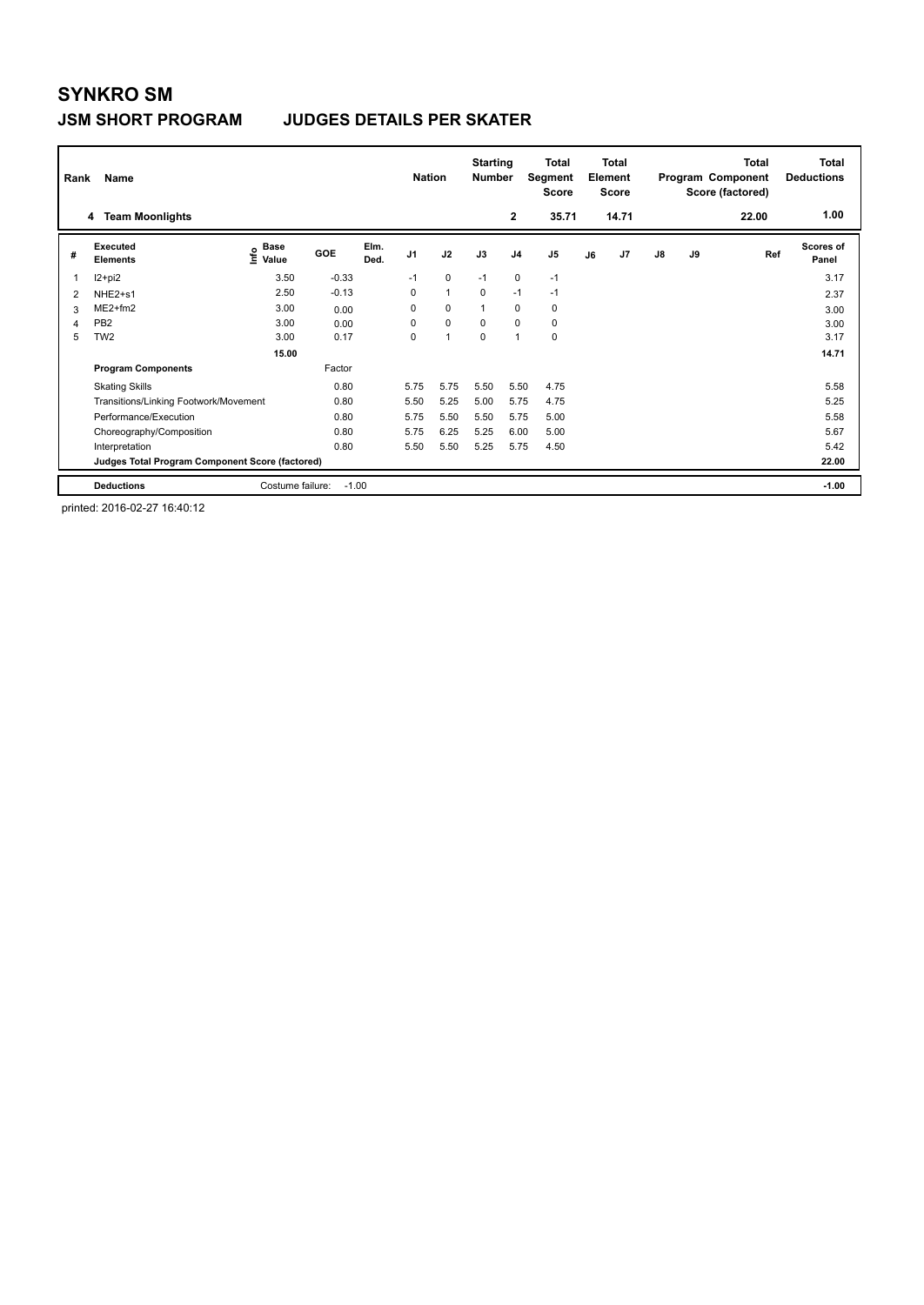# SYNKRO SM

## JSM SHORT PROGRAM JUDGES DETAILS PER SKATER

| Rank | Name | Nation | Starting Number | Total Segment Score | Total Element Score | Total Program Component Score (factored) | Total Deductions |
|---|---|---|---|---|---|---|---|
| 4 | Team Moonlights | | 2 | 35.71 | 14.71 | 22.00 | 1.00 |

| # | Executed Elements | Info | Base Value | GOE | Elm. Ded. | J1 | J2 | J3 | J4 | J5 | J6 | J7 | J8 | J9 | Ref | Scores of Panel |
|---|---|---|---|---|---|---|---|---|---|---|---|---|---|---|---|---|
| 1 | I2+pi2 | | 3.50 | -0.33 | | -1 | 0 | -1 | 0 | -1 | | | | | | 3.17 |
| 2 | NHE2+s1 | | 2.50 | -0.13 | | 0 | 1 | 0 | -1 | -1 | | | | | | 2.37 |
| 3 | ME2+fm2 | | 3.00 | 0.00 | | 0 | 0 | 1 | 0 | 0 | | | | | | 3.00 |
| 4 | PB2 | | 3.00 | 0.00 | | 0 | 0 | 0 | 0 | 0 | | | | | | 3.00 |
| 5 | TW2 | | 3.00 | 0.17 | | 0 | 1 | 0 | 1 | 0 | | | | | | 3.17 |
| | | | 15.00 | | | | | | | | | | | | | 14.71 |
| | **Program Components** | | | Factor | | | | | | | | | | | | |
| | Skating Skills | | | 0.80 | | 5.75 | 5.75 | 5.50 | 5.50 | 4.75 | | | | | | 5.58 |
| | Transitions/Linking Footwork/Movement | | | 0.80 | | 5.50 | 5.25 | 5.00 | 5.75 | 4.75 | | | | | | 5.25 |
| | Performance/Execution | | | 0.80 | | 5.75 | 5.50 | 5.50 | 5.75 | 5.00 | | | | | | 5.58 |
| | Choreography/Composition | | | 0.80 | | 5.75 | 6.25 | 5.25 | 6.00 | 5.00 | | | | | | 5.67 |
| | Interpretation | | | 0.80 | | 5.50 | 5.50 | 5.25 | 5.75 | 4.50 | | | | | | 5.42 |
| | **Judges Total Program Component Score (factored)** | | | | | | | | | | | | | | | 22.00 |
| | **Deductions** | | Costume failure: | -1.00 | | | | | | | | | | | | -1.00 |

printed: 2016-02-27 16:40:12